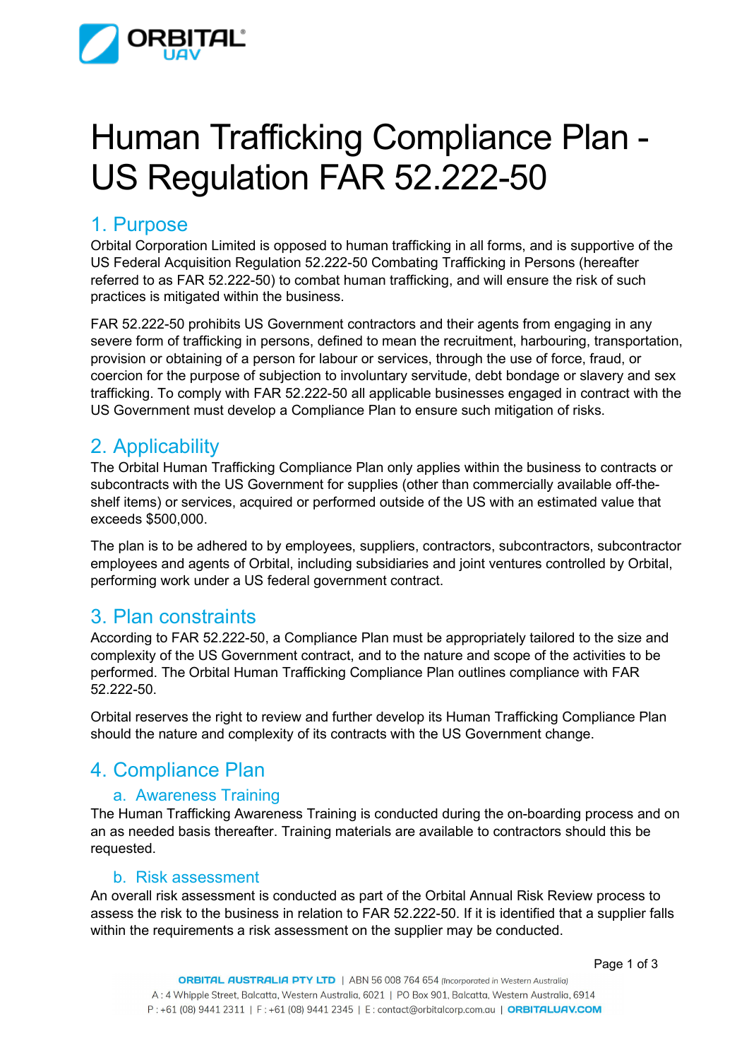# Human Trafficking Compliance Plan - US Regulation FAR 52.222-50

## 1. Purpose

Orbital Corporation Limited is opposed to human trafficking in all forms, and is supportive of the US Federal Acquisition Regulation 52.222-50 Combating Trafficking in Persons (hereafter referred to as FAR 52.222-50) to combat human trafficking, and will ensure the risk of such practices is mitigated within the business.

FAR 52.222-50 prohibits US Government contractors and their agents from engaging in any severe form of trafficking in persons, defined to mean the recruitment, harbouring, transportation, provision or obtaining of a person for labour or services, through the use of force, fraud, or coercion for the purpose of subjection to involuntary servitude, debt bondage or slavery and sex trafficking. To comply with FAR 52.222-50 all applicable businesses engaged in contract with the US Government must develop a Compliance Plan to ensure such mitigation of risks.

## 2. Applicability

The Orbital Human Trafficking Compliance Plan only applies within the business to contracts or subcontracts with the US Government for supplies (other than commercially available off-the-shelf items) or services, acquired or performed outside of the US with an estimated value that exceeds $500,000.

The plan is to be adhered to by employees, suppliers, contractors, subcontractors, subcontractor employees and agents of Orbital, including subsidiaries and joint ventures controlled by Orbital, performing work under a US federal government contract.

## 3. Plan constraints

According to FAR 52.222-50, a Compliance Plan must be appropriately tailored to the size and complexity of the US Government contract, and to the nature and scope of the activities to be performed. The Orbital Human Trafficking Compliance Plan outlines compliance with FAR 52.222-50.

Orbital reserves the right to review and further develop its Human Trafficking Compliance Plan should the nature and complexity of its contracts with the US Government change.

## 4. Compliance Plan

### a. Awareness Training

The Human Trafficking Awareness Training is conducted during the on-boarding process and on an as needed basis thereafter. Training materials are available to contractors should this be requested.

### b. Risk assessment

An overall risk assessment is conducted as part of the Orbital Annual Risk Review process to assess the risk to the business in relation to FAR 52.222-50. If it is identified that a supplier falls within the requirements a risk assessment on the supplier may be conducted.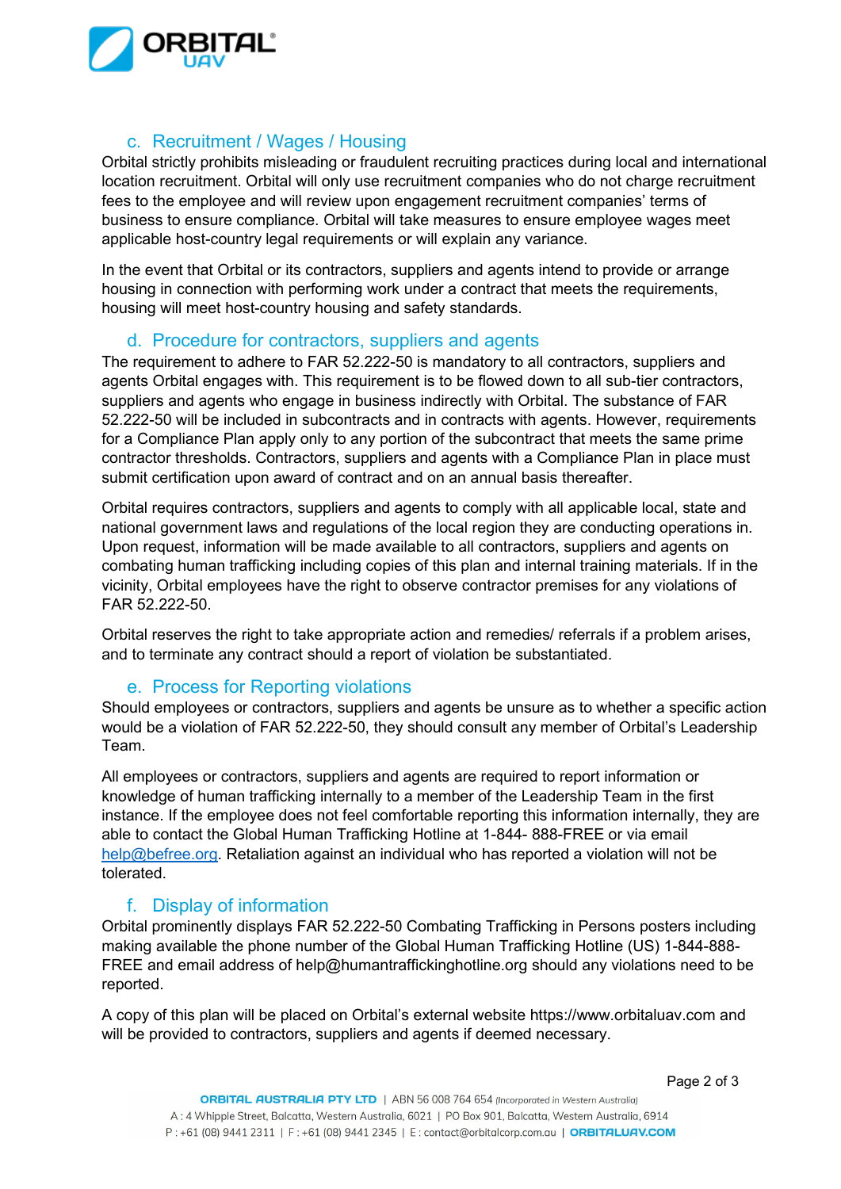## c. Recruitment / Wages / Housing

Orbital strictly prohibits misleading or fraudulent recruiting practices during local and international location recruitment. Orbital will only use recruitment companies who do not charge recruitment fees to the employee and will review upon engagement recruitment companies' terms of business to ensure compliance. Orbital will take measures to ensure employee wages meet applicable host-country legal requirements or will explain any variance.

In the event that Orbital or its contractors, suppliers and agents intend to provide or arrange housing in connection with performing work under a contract that meets the requirements, housing will meet host-country housing and safety standards.

## d. Procedure for contractors, suppliers and agents

The requirement to adhere to FAR 52.222-50 is mandatory to all contractors, suppliers and agents Orbital engages with. This requirement is to be flowed down to all sub-tier contractors, suppliers and agents who engage in business indirectly with Orbital. The substance of FAR 52.222-50 will be included in subcontracts and in contracts with agents. However, requirements for a Compliance Plan apply only to any portion of the subcontract that meets the same prime contractor thresholds. Contractors, suppliers and agents with a Compliance Plan in place must submit certification upon award of contract and on an annual basis thereafter.

Orbital requires contractors, suppliers and agents to comply with all applicable local, state and national government laws and regulations of the local region they are conducting operations in. Upon request, information will be made available to all contractors, suppliers and agents on combating human trafficking including copies of this plan and internal training materials. If in the vicinity, Orbital employees have the right to observe contractor premises for any violations of FAR 52.222-50.

Orbital reserves the right to take appropriate action and remedies/ referrals if a problem arises, and to terminate any contract should a report of violation be substantiated.

## e. Process for Reporting violations

Should employees or contractors, suppliers and agents be unsure as to whether a specific action would be a violation of FAR 52.222-50, they should consult any member of Orbital's Leadership Team.

All employees or contractors, suppliers and agents are required to report information or knowledge of human trafficking internally to a member of the Leadership Team in the first instance. If the employee does not feel comfortable reporting this information internally, they are able to contact the Global Human Trafficking Hotline at 1-844- 888-FREE or via email help@befree.org. Retaliation against an individual who has reported a violation will not be tolerated.

## f. Display of information

Orbital prominently displays FAR 52.222-50 Combating Trafficking in Persons posters including making available the phone number of the Global Human Trafficking Hotline (US) 1-844-888-FREE and email address of help@humantraffickinghotline.org should any violations need to be reported.

A copy of this plan will be placed on Orbital's external website https://www.orbitaluav.com and will be provided to contractors, suppliers and agents if deemed necessary.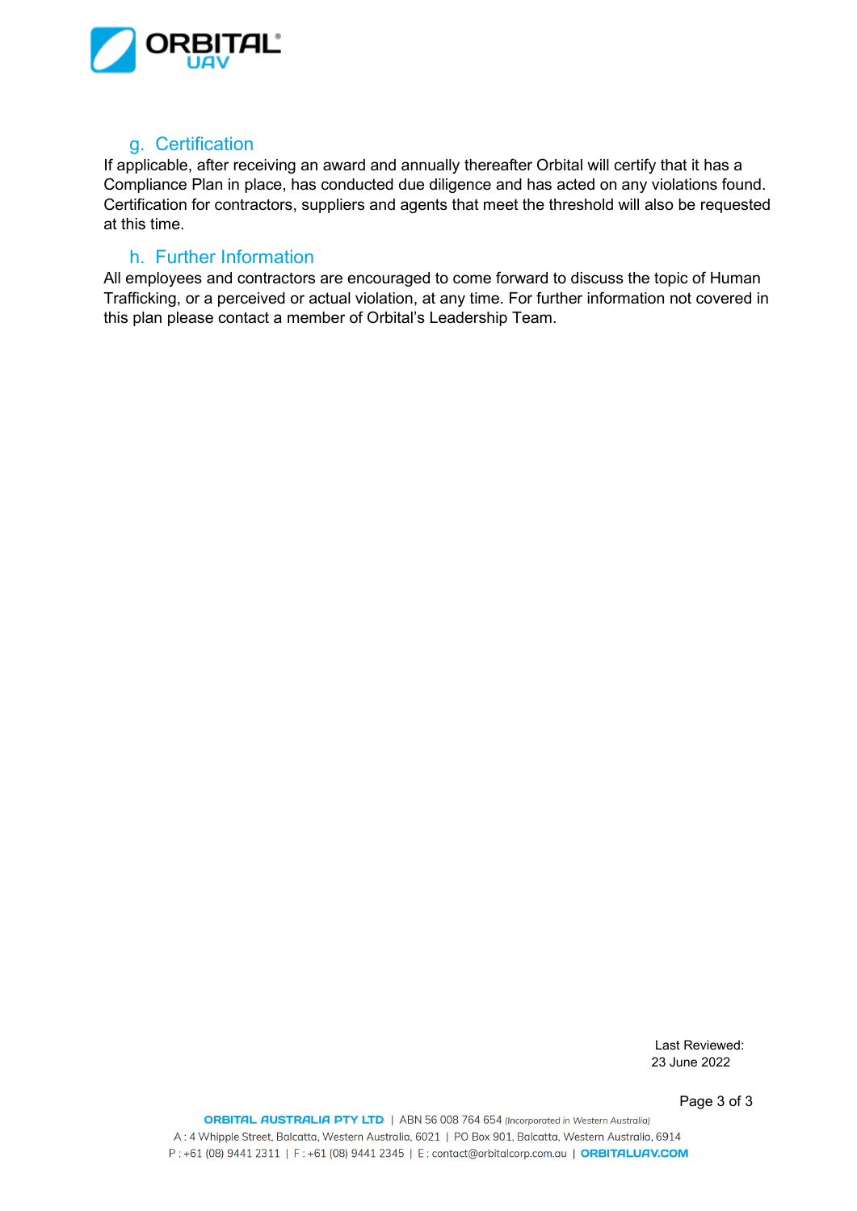## g. Certification

If applicable, after receiving an award and annually thereafter Orbital will certify that it has a Compliance Plan in place, has conducted due diligence and has acted on any violations found. Certification for contractors, suppliers and agents that meet the threshold will also be requested at this time.

## h. Further Information

All employees and contractors are encouraged to come forward to discuss the topic of Human Trafficking, or a perceived or actual violation, at any time. For further information not covered in this plan please contact a member of Orbital's Leadership Team.

Last Reviewed:
23 June 2022